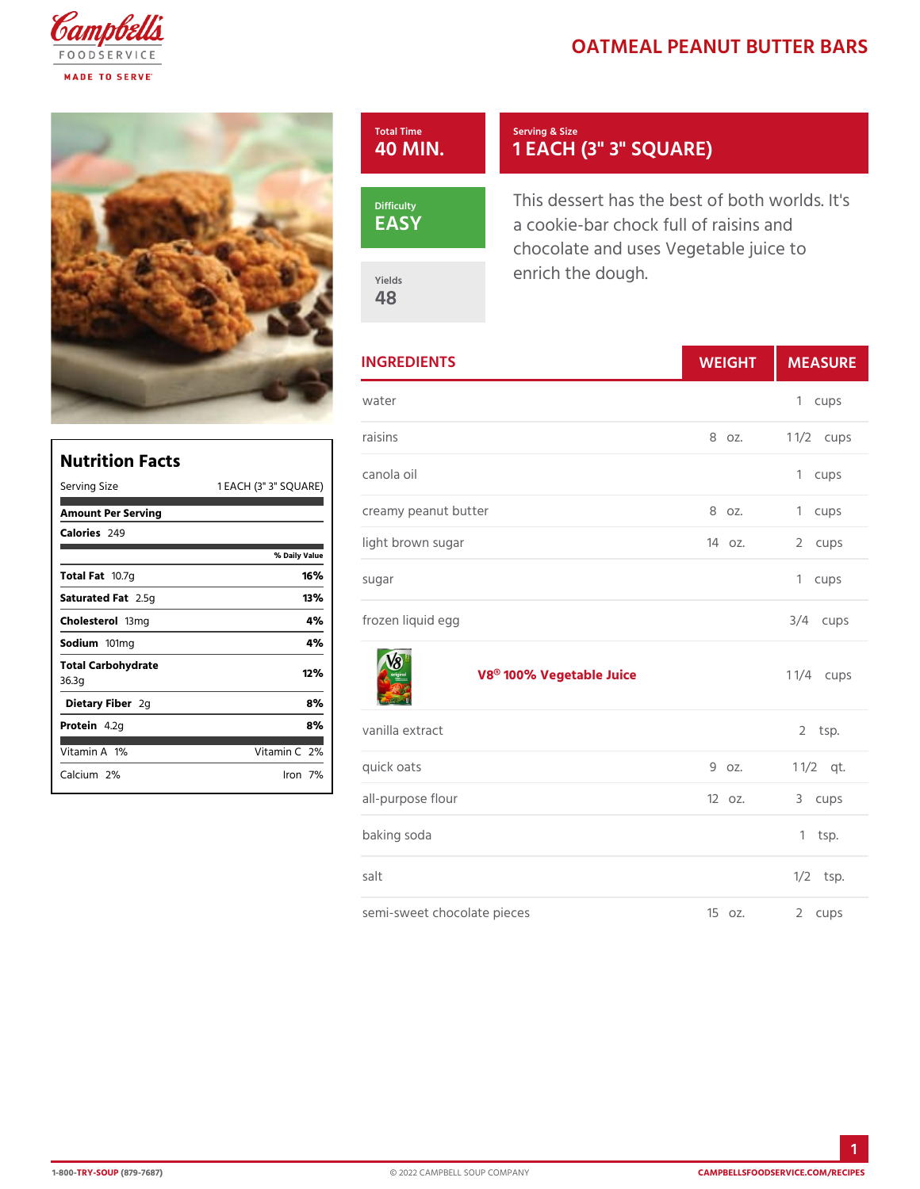# OATMEAL PEANUT BUTTER BARS

**Total Time**
40 MIN.

**Serving & Size**
1 EACH (3" 3" SQUARE)

**Difficulty**
EASY

**Yields**
48

This dessert has the best of both worlds. It's a cookie-bar chock full of raisins and chocolate and uses Vegetable juice to enrich the dough.

## INGREDIENTS

| Ingredient | Weight | Measure |
|---|---|---|
| water | | 1 cups |
| raisins | 8 oz. | 1 1/2 cups |
| canola oil | | 1 cups |
| creamy peanut butter | 8 oz. | 1 cups |
| light brown sugar | 14 oz. | 2 cups |
| sugar | | 1 cups |
| frozen liquid egg | | 3/4 cups |
| V8® 100% Vegetable Juice | | 1 1/4 cups |
| vanilla extract | | 2 tsp. |
| quick oats | 9 oz. | 1 1/2 qt. |
| all-purpose flour | 12 oz. | 3 cups |
| baking soda | | 1 tsp. |
| salt | | 1/2 tsp. |
| semi-sweet chocolate pieces | 15 oz. | 2 cups |

## Nutrition Facts

Serving Size 1 EACH (3" 3" SQUARE)

**Amount Per Serving**

**Calories** 249

| | % Daily Value |
|---|---|
| **Total Fat** 10.7g | 16% |
| **Saturated Fat** 2.5g | 13% |
| **Cholesterol** 13mg | 4% |
| **Sodium** 101mg | 4% |
| **Total Carbohydrate** 36.3g | 12% |
| **Dietary Fiber** 2g | 8% |
| **Protein** 4.2g | 8% |

| | |
|---|---|
| Vitamin A 1% | Vitamin C 2% |
| Calcium 2% | Iron 7% |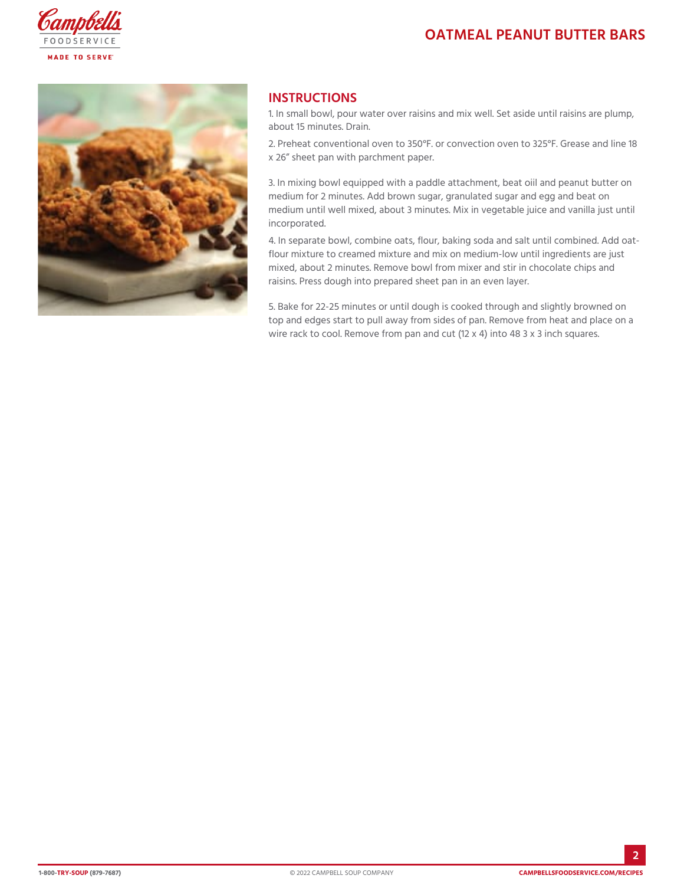# OATMEAL PEANUT BUTTER BARS

## INSTRUCTIONS

1. In small bowl, pour water over raisins and mix well. Set aside until raisins are plump, about 15 minutes. Drain.

2. Preheat conventional oven to 350°F. or convection oven to 325°F. Grease and line 18 x 26" sheet pan with parchment paper.

3. In mixing bowl equipped with a paddle attachment, beat oiil and peanut butter on medium for 2 minutes. Add brown sugar, granulated sugar and egg and beat on medium until well mixed, about 3 minutes. Mix in vegetable juice and vanilla just until incorporated.

4. In separate bowl, combine oats, flour, baking soda and salt until combined. Add oat-flour mixture to creamed mixture and mix on medium-low until ingredients are just mixed, about 2 minutes. Remove bowl from mixer and stir in chocolate chips and raisins. Press dough into prepared sheet pan in an even layer.

5. Bake for 22-25 minutes or until dough is cooked through and slightly browned on top and edges start to pull away from sides of pan. Remove from heat and place on a wire rack to cool. Remove from pan and cut (12 x 4) into 48 3 x 3 inch squares.